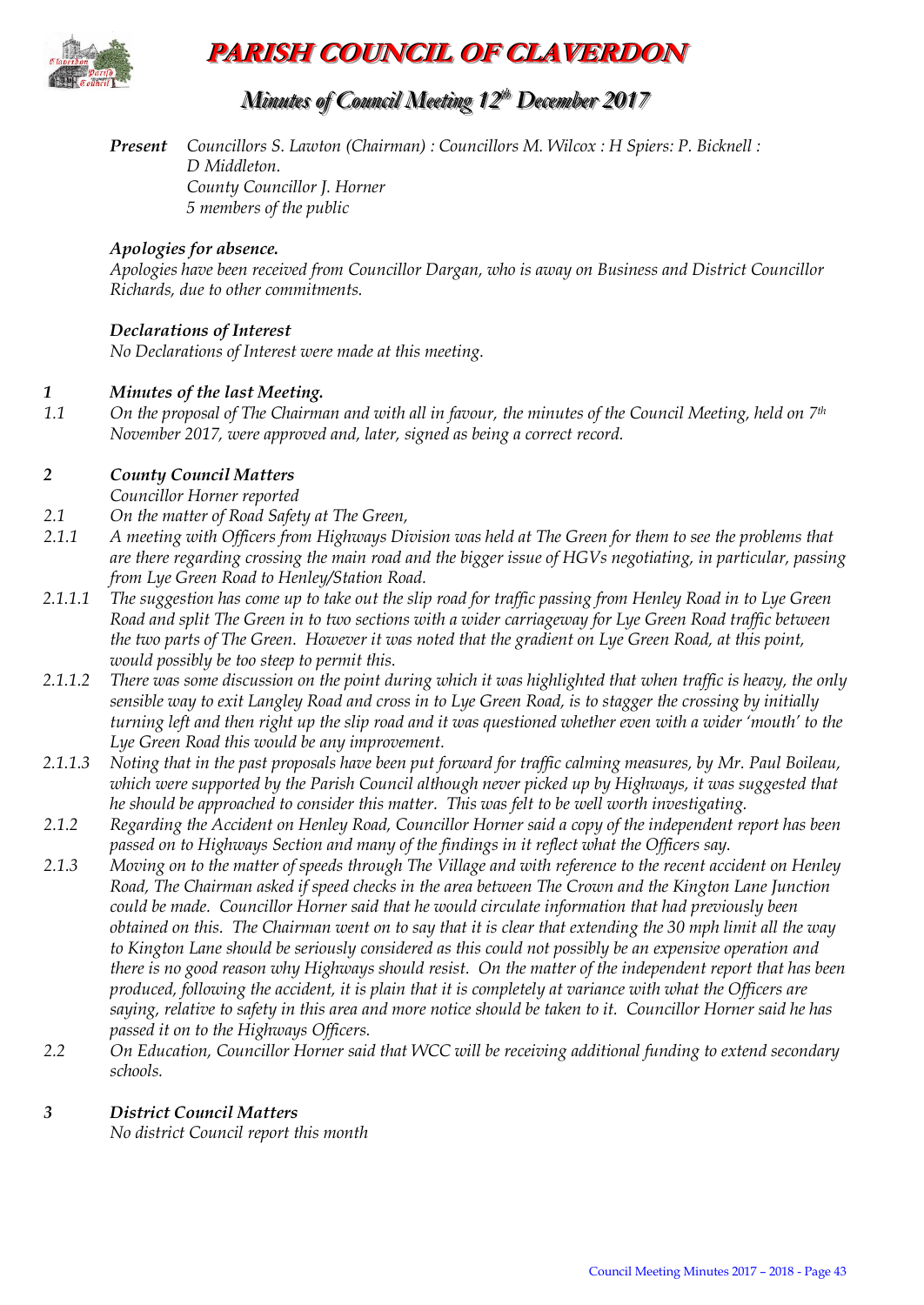# PARISH COUNCIL OF CLAVERDON

## Minutes of Council Meeting 12th December 2017

***Present*** *Councillors S. Lawton (Chairman) : Councillors M. Wilcox : H Spiers: P. Bicknell : D Middleton.*
*County Councillor J. Horner*
*5 members of the public*

***Apologies for absence.***
*Apologies have been received from Councillor Dargan, who is away on Business and District Councillor Richards, due to other commitments.*

***Declarations of Interest***
*No Declarations of Interest were made at this meeting.*

***1 Minutes of the last Meeting.***

*1.1 On the proposal of The Chairman and with all in favour, the minutes of the Council Meeting, held on 7th November 2017, were approved and, later, signed as being a correct record.*

***2 County Council Matters***
*Councillor Horner reported*

*2.1 On the matter of Road Safety at The Green,*

*2.1.1 A meeting with Officers from Highways Division was held at The Green for them to see the problems that are there regarding crossing the main road and the bigger issue of HGVs negotiating, in particular, passing from Lye Green Road to Henley/Station Road.*

*2.1.1.1 The suggestion has come up to take out the slip road for traffic passing from Henley Road in to Lye Green Road and split The Green in to two sections with a wider carriageway for Lye Green Road traffic between the two parts of The Green. However it was noted that the gradient on Lye Green Road, at this point, would possibly be too steep to permit this.*

*2.1.1.2 There was some discussion on the point during which it was highlighted that when traffic is heavy, the only sensible way to exit Langley Road and cross in to Lye Green Road, is to stagger the crossing by initially turning left and then right up the slip road and it was questioned whether even with a wider 'mouth' to the Lye Green Road this would be any improvement.*

*2.1.1.3 Noting that in the past proposals have been put forward for traffic calming measures, by Mr. Paul Boileau, which were supported by the Parish Council although never picked up by Highways, it was suggested that he should be approached to consider this matter. This was felt to be well worth investigating.*

*2.1.2 Regarding the Accident on Henley Road, Councillor Horner said a copy of the independent report has been passed on to Highways Section and many of the findings in it reflect what the Officers say.*

*2.1.3 Moving on to the matter of speeds through The Village and with reference to the recent accident on Henley Road, The Chairman asked if speed checks in the area between The Crown and the Kington Lane Junction could be made. Councillor Horner said that he would circulate information that had previously been obtained on this. The Chairman went on to say that it is clear that extending the 30 mph limit all the way to Kington Lane should be seriously considered as this could not possibly be an expensive operation and there is no good reason why Highways should resist. On the matter of the independent report that has been produced, following the accident, it is plain that it is completely at variance with what the Officers are saying, relative to safety in this area and more notice should be taken to it. Councillor Horner said he has passed it on to the Highways Officers.*

*2.2 On Education, Councillor Horner said that WCC will be receiving additional funding to extend secondary schools.*

***3 District Council Matters***
*No district Council report this month*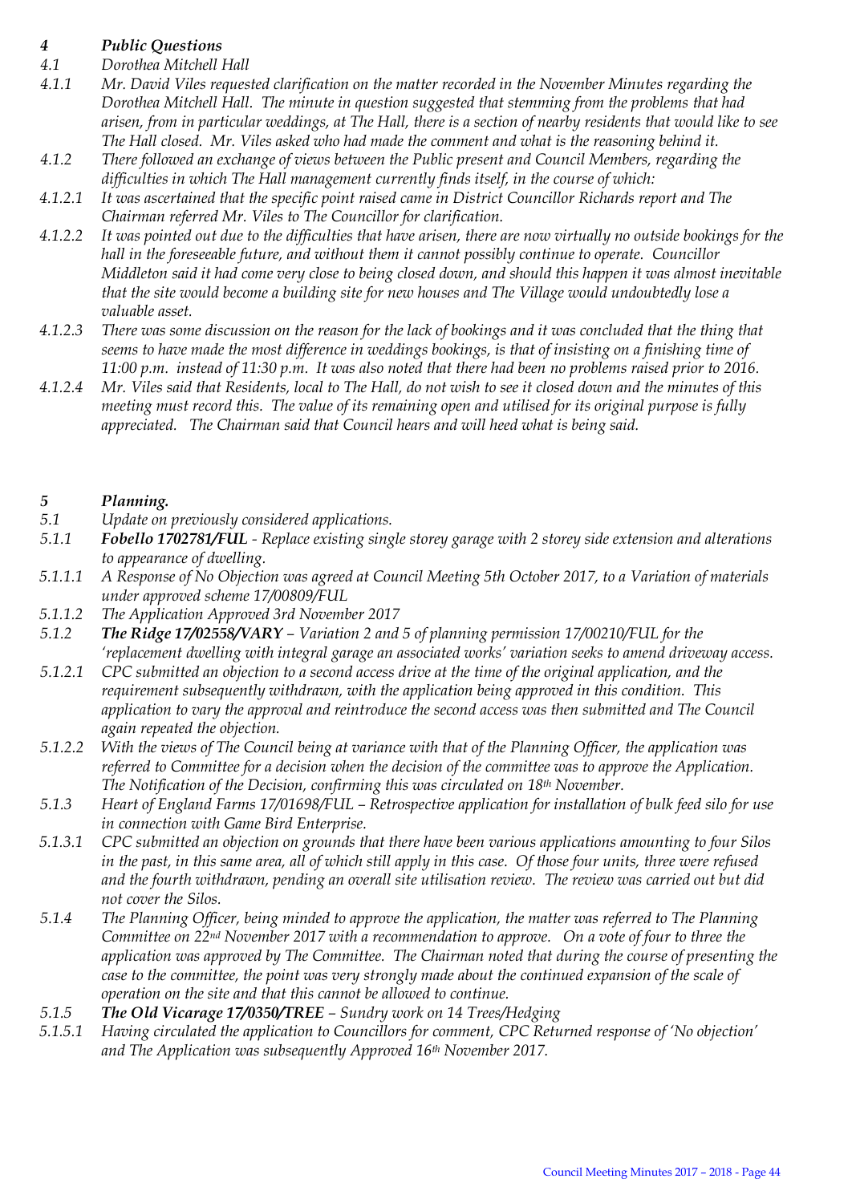## *4 Public Questions*

*4.1 Dorothea Mitchell Hall*

*4.1.1 Mr. David Viles requested clarification on the matter recorded in the November Minutes regarding the Dorothea Mitchell Hall. The minute in question suggested that stemming from the problems that had arisen, from in particular weddings, at The Hall, there is a section of nearby residents that would like to see The Hall closed. Mr. Viles asked who had made the comment and what is the reasoning behind it.*

*4.1.2 There followed an exchange of views between the Public present and Council Members, regarding the difficulties in which The Hall management currently finds itself, in the course of which:*

*4.1.2.1 It was ascertained that the specific point raised came in District Councillor Richards report and The Chairman referred Mr. Viles to The Councillor for clarification.*

*4.1.2.2 It was pointed out due to the difficulties that have arisen, there are now virtually no outside bookings for the hall in the foreseeable future, and without them it cannot possibly continue to operate. Councillor Middleton said it had come very close to being closed down, and should this happen it was almost inevitable that the site would become a building site for new houses and The Village would undoubtedly lose a valuable asset.*

*4.1.2.3 There was some discussion on the reason for the lack of bookings and it was concluded that the thing that seems to have made the most difference in weddings bookings, is that of insisting on a finishing time of 11:00 p.m. instead of 11:30 p.m. It was also noted that there had been no problems raised prior to 2016.*

*4.1.2.4 Mr. Viles said that Residents, local to The Hall, do not wish to see it closed down and the minutes of this meeting must record this. The value of its remaining open and utilised for its original purpose is fully appreciated. The Chairman said that Council hears and will heed what is being said.*

## *5 Planning.*

*5.1 Update on previously considered applications.*

*5.1.1 **Fobello 1702781/FUL** - Replace existing single storey garage with 2 storey side extension and alterations to appearance of dwelling.*

*5.1.1.1 A Response of No Objection was agreed at Council Meeting 5th October 2017, to a Variation of materials under approved scheme 17/00809/FUL*

*5.1.1.2 The Application Approved 3rd November 2017*

*5.1.2 **The Ridge 17/02558/VARY** – Variation 2 and 5 of planning permission 17/00210/FUL for the 'replacement dwelling with integral garage an associated works' variation seeks to amend driveway access.*

*5.1.2.1 CPC submitted an objection to a second access drive at the time of the original application, and the requirement subsequently withdrawn, with the application being approved in this condition. This application to vary the approval and reintroduce the second access was then submitted and The Council again repeated the objection.*

*5.1.2.2 With the views of The Council being at variance with that of the Planning Officer, the application was referred to Committee for a decision when the decision of the committee was to approve the Application. The Notification of the Decision, confirming this was circulated on 18th November.*

*5.1.3 Heart of England Farms 17/01698/FUL – Retrospective application for installation of bulk feed silo for use in connection with Game Bird Enterprise.*

*5.1.3.1 CPC submitted an objection on grounds that there have been various applications amounting to four Silos in the past, in this same area, all of which still apply in this case. Of those four units, three were refused and the fourth withdrawn, pending an overall site utilisation review. The review was carried out but did not cover the Silos.*

*5.1.4 The Planning Officer, being minded to approve the application, the matter was referred to The Planning Committee on 22nd November 2017 with a recommendation to approve. On a vote of four to three the application was approved by The Committee. The Chairman noted that during the course of presenting the case to the committee, the point was very strongly made about the continued expansion of the scale of operation on the site and that this cannot be allowed to continue.*

*5.1.5 **The Old Vicarage 17/0350/TREE** – Sundry work on 14 Trees/Hedging*

*5.1.5.1 Having circulated the application to Councillors for comment, CPC Returned response of 'No objection' and The Application was subsequently Approved 16th November 2017.*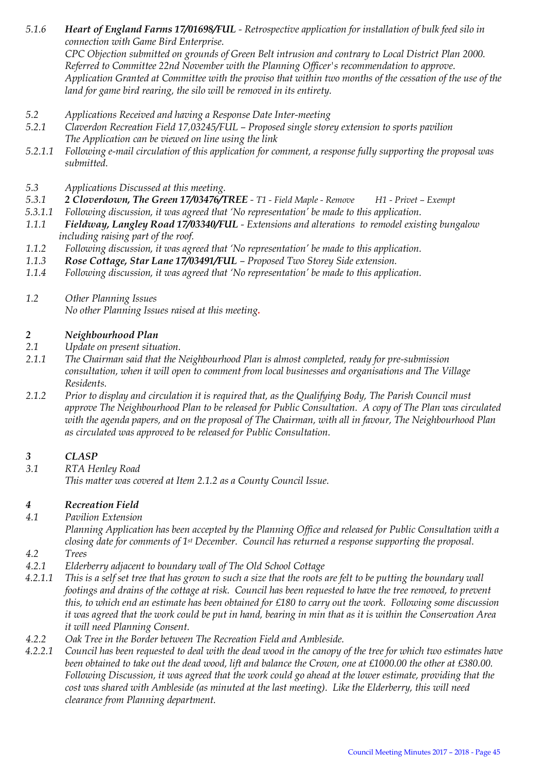5.1.6 ***Heart of England Farms 17/01698/FUL*** *- Retrospective application for installation of bulk feed silo in connection with Game Bird Enterprise.*
*CPC Objection submitted on grounds of Green Belt intrusion and contrary to Local District Plan 2000. Referred to Committee 22nd November with the Planning Officer's recommendation to approve. Application Granted at Committee with the proviso that within two months of the cessation of the use of the land for game bird rearing, the silo will be removed in its entirety.*

*5.2 Applications Received and having a Response Date Inter-meeting*

*5.2.1 Claverdon Recreation Field 17,03245/FUL – Proposed single storey extension to sports pavilion*
*The Application can be viewed on line using the link*

*5.2.1.1 Following e-mail circulation of this application for comment, a response fully supporting the proposal was submitted.*

*5.3 Applications Discussed at this meeting.*

*5.3.1* ***2 Cloverdown, The Green 17/03476/TREE*** *- T1 - Field Maple - Remove H1 - Privet – Exempt*

*5.3.1.1 Following discussion, it was agreed that 'No representation' be made to this application.*

*1.1.1* ***Fieldway, Langley Road 17/03340/FUL*** *- Extensions and alterations to remodel existing bungalow including raising part of the roof.*

*1.1.2 Following discussion, it was agreed that 'No representation' be made to this application.*

*1.1.3* ***Rose Cottage, Star Lane 17/03491/FUL*** *– Proposed Two Storey Side extension.*

*1.1.4 Following discussion, it was agreed that 'No representation' be made to this application.*

*1.2 Other Planning Issues*
*No other Planning Issues raised at this meeting.*

## *2 Neighbourhood Plan*

*2.1 Update on present situation.*

*2.1.1 The Chairman said that the Neighbourhood Plan is almost completed, ready for pre-submission consultation, when it will open to comment from local businesses and organisations and The Village Residents.*

*2.1.2 Prior to display and circulation it is required that, as the Qualifying Body, The Parish Council must approve The Neighbourhood Plan to be released for Public Consultation. A copy of The Plan was circulated with the agenda papers, and on the proposal of The Chairman, with all in favour, The Neighbourhood Plan as circulated was approved to be released for Public Consultation.*

## *3 CLASP*

*3.1 RTA Henley Road*
*This matter was covered at Item 2.1.2 as a County Council Issue.*

## *4 Recreation Field*

*4.1 Pavilion Extension*
*Planning Application has been accepted by the Planning Office and released for Public Consultation with a closing date for comments of 1st December. Council has returned a response supporting the proposal.*

*4.2 Trees*

*4.2.1 Elderberry adjacent to boundary wall of The Old School Cottage*

*4.2.1.1 This is a self set tree that has grown to such a size that the roots are felt to be putting the boundary wall footings and drains of the cottage at risk. Council has been requested to have the tree removed, to prevent this, to which end an estimate has been obtained for £180 to carry out the work. Following some discussion it was agreed that the work could be put in hand, bearing in min that as it is within the Conservation Area it will need Planning Consent.*

*4.2.2 Oak Tree in the Border between The Recreation Field and Ambleside.*

*4.2.2.1 Council has been requested to deal with the dead wood in the canopy of the tree for which two estimates have been obtained to take out the dead wood, lift and balance the Crown, one at £1000.00 the other at £380.00. Following Discussion, it was agreed that the work could go ahead at the lower estimate, providing that the cost was shared with Ambleside (as minuted at the last meeting). Like the Elderberry, this will need clearance from Planning department.*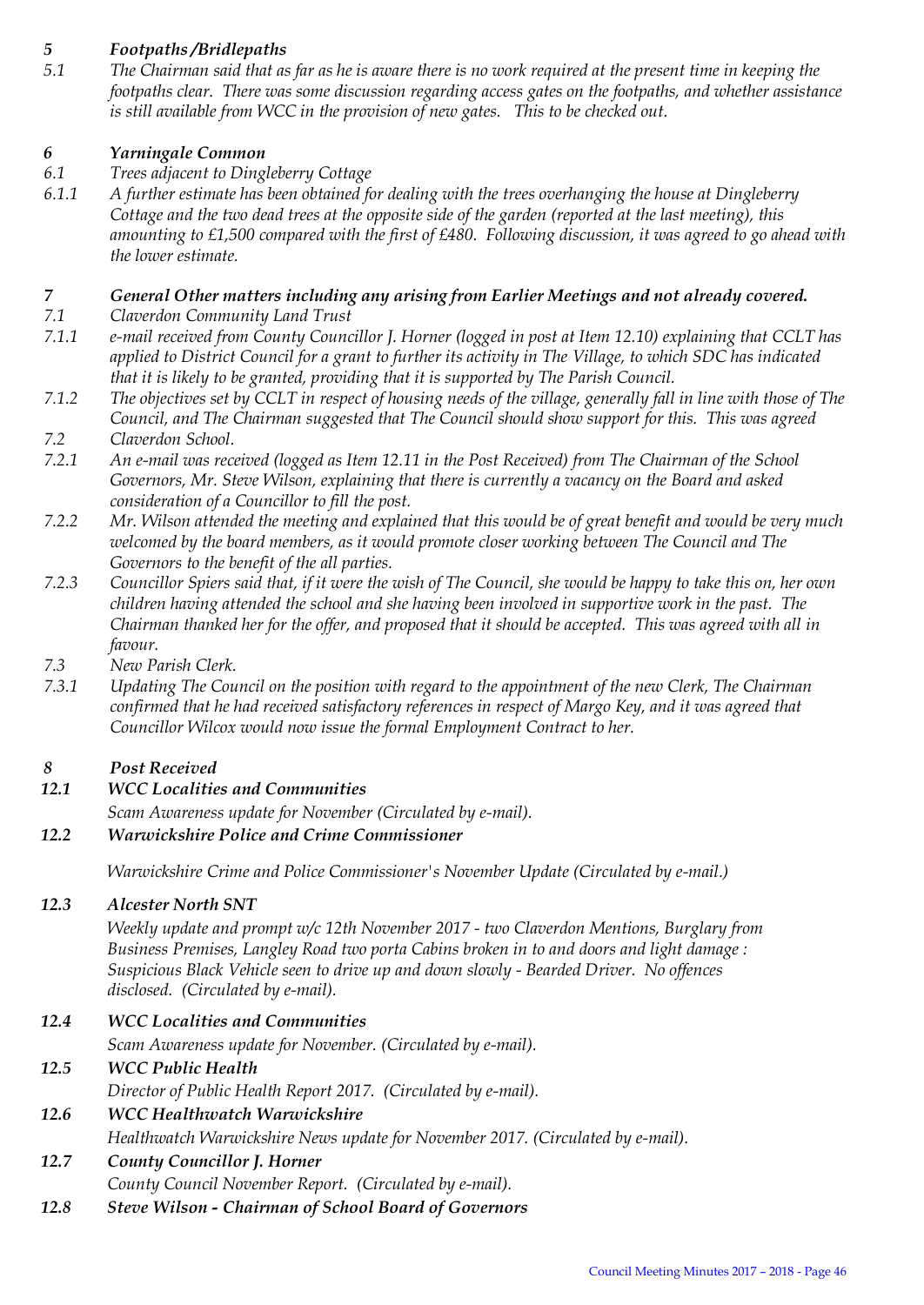### *5 Footpaths /Bridlepaths*

*5.1 The Chairman said that as far as he is aware there is no work required at the present time in keeping the footpaths clear. There was some discussion regarding access gates on the footpaths, and whether assistance is still available from WCC in the provision of new gates. This to be checked out.*

### *6 Yarningale Common*

*6.1 Trees adjacent to Dingleberry Cottage*

*6.1.1 A further estimate has been obtained for dealing with the trees overhanging the house at Dingleberry Cottage and the two dead trees at the opposite side of the garden (reported at the last meeting), this amounting to £1,500 compared with the first of £480. Following discussion, it was agreed to go ahead with the lower estimate.*

### *7 General Other matters including any arising from Earlier Meetings and not already covered.*

*7.1 Claverdon Community Land Trust*

*7.1.1 e-mail received from County Councillor J. Horner (logged in post at Item 12.10) explaining that CCLT has applied to District Council for a grant to further its activity in The Village, to which SDC has indicated that it is likely to be granted, providing that it is supported by The Parish Council.*

*7.1.2 The objectives set by CCLT in respect of housing needs of the village, generally fall in line with those of The Council, and The Chairman suggested that The Council should show support for this. This was agreed*

*7.2 Claverdon School.*

*7.2.1 An e-mail was received (logged as Item 12.11 in the Post Received) from The Chairman of the School Governors, Mr. Steve Wilson, explaining that there is currently a vacancy on the Board and asked consideration of a Councillor to fill the post.*

*7.2.2 Mr. Wilson attended the meeting and explained that this would be of great benefit and would be very much welcomed by the board members, as it would promote closer working between The Council and The Governors to the benefit of the all parties.*

*7.2.3 Councillor Spiers said that, if it were the wish of The Council, she would be happy to take this on, her own children having attended the school and she having been involved in supportive work in the past. The Chairman thanked her for the offer, and proposed that it should be accepted. This was agreed with all in favour.*

*7.3 New Parish Clerk.*

*7.3.1 Updating The Council on the position with regard to the appointment of the new Clerk, The Chairman confirmed that he had received satisfactory references in respect of Margo Key, and it was agreed that Councillor Wilcox would now issue the formal Employment Contract to her.*

### *8 Post Received*

***12.1 WCC Localities and Communities***

*Scam Awareness update for November (Circulated by e-mail).*

***12.2 Warwickshire Police and Crime Commissioner***

*Warwickshire Crime and Police Commissioner's November Update (Circulated by e-mail.)*

***12.3 Alcester North SNT***

*Weekly update and prompt w/c 12th November 2017 - two Claverdon Mentions, Burglary from Business Premises, Langley Road two porta Cabins broken in to and doors and light damage : Suspicious Black Vehicle seen to drive up and down slowly - Bearded Driver. No offences disclosed. (Circulated by e-mail).*

***12.4 WCC Localities and Communities***

*Scam Awareness update for November. (Circulated by e-mail).*

***12.5 WCC Public Health***

*Director of Public Health Report 2017. (Circulated by e-mail).*

***12.6 WCC Healthwatch Warwickshire***

*Healthwatch Warwickshire News update for November 2017. (Circulated by e-mail).*

***12.7 County Councillor J. Horner***

*County Council November Report. (Circulated by e-mail).*

***12.8 Steve Wilson - Chairman of School Board of Governors***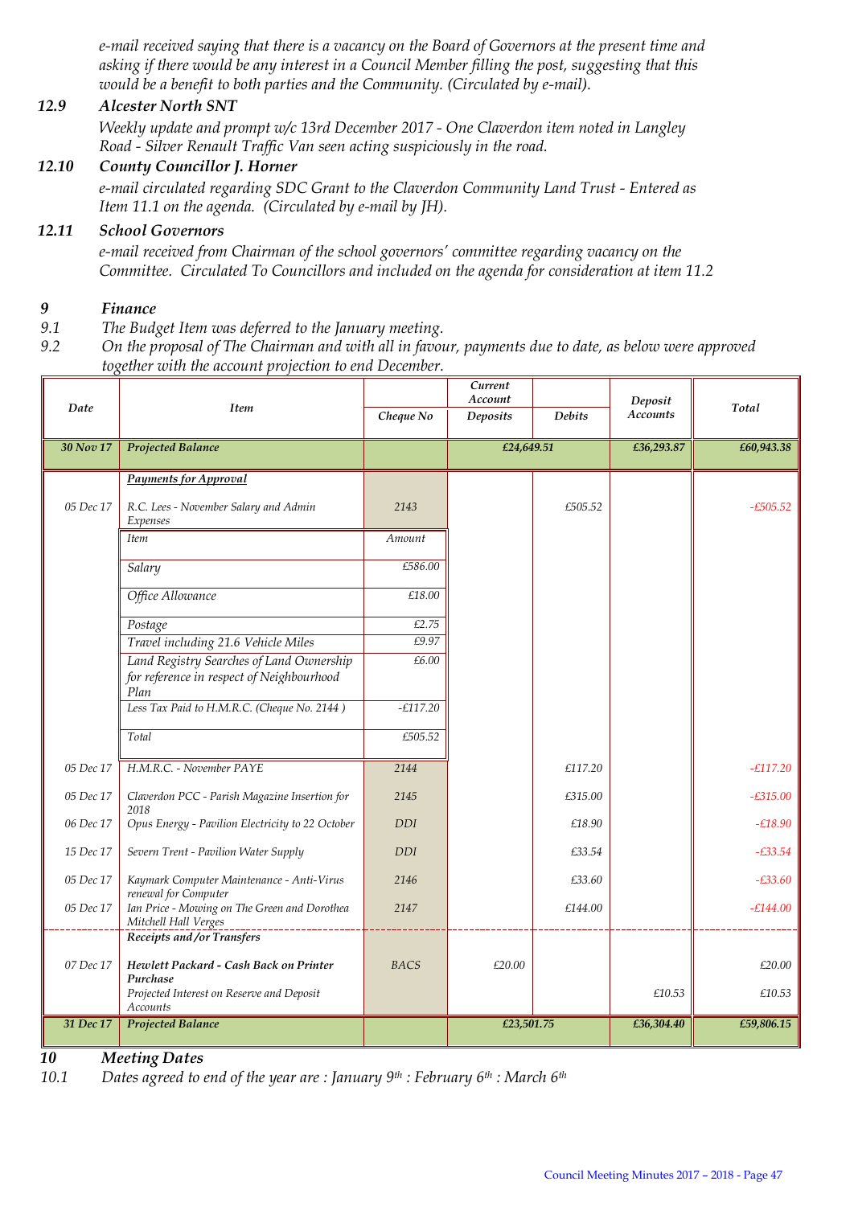*e-mail received saying that there is a vacancy on the Board of Governors at the present time and asking if there would be any interest in a Council Member filling the post, suggesting that this would be a benefit to both parties and the Community. (Circulated by e-mail).*

### *12.9 Alcester North SNT*

*Weekly update and prompt w/c 13rd December 2017 - One Claverdon item noted in Langley Road - Silver Renault Traffic Van seen acting suspiciously in the road.*

### *12.10 County Councillor J. Horner*

*e-mail circulated regarding SDC Grant to the Claverdon Community Land Trust - Entered as Item 11.1 on the agenda. (Circulated by e-mail by JH).*

### *12.11 School Governors*

*e-mail received from Chairman of the school governors' committee regarding vacancy on the Committee. Circulated To Councillors and included on the agenda for consideration at item 11.2*

## *9 Finance*

*9.1 The Budget Item was deferred to the January meeting.*

*9.2 On the proposal of The Chairman and with all in favour, payments due to date, as below were approved together with the account projection to end December.*

| Date | Item | Cheque No | Current Account Deposits | Current Account Debits | Deposit Accounts | Total |
|---|---|---|---|---|---|---|
| 30 Nov 17 | **Projected Balance** | | £24,649.51 | | £36,293.87 | £60,943.38 |
| | **Payments for Approval** | | | | | |
| 05 Dec 17 | R.C. Lees - November Salary and Admin Expenses | 2143 | | £505.52 | | -£505.52 |
| | Item | Amount | | | | |
| | Salary | £586.00 | | | | |
| | Office Allowance | £18.00 | | | | |
| | Postage | £2.75 | | | | |
| | Travel including 21.6 Vehicle Miles | £9.97 | | | | |
| | Land Registry Searches of Land Ownership for reference in respect of Neighbourhood Plan | £6.00 | | | | |
| | Less Tax Paid to H.M.R.C. (Cheque No. 2144 ) | -£117.20 | | | | |
| | Total | £505.52 | | | | |
| 05 Dec 17 | H.M.R.C. - November PAYE | 2144 | | £117.20 | | -£117.20 |
| 05 Dec 17 | Claverdon PCC - Parish Magazine Insertion for 2018 | 2145 | | £315.00 | | -£315.00 |
| 06 Dec 17 | Opus Energy - Pavilion Electricity to 22 October | DDI | | £18.90 | | -£18.90 |
| 15 Dec 17 | Severn Trent - Pavilion Water Supply | DDI | | £33.54 | | -£33.54 |
| 05 Dec 17 | Kaymark Computer Maintenance - Anti-Virus renewal for Computer | 2146 | | £33.60 | | -£33.60 |
| 05 Dec 17 | Ian Price - Mowing on The Green and Dorothea Mitchell Hall Verges | 2147 | | £144.00 | | -£144.00 |
| | **Receipts and /or Transfers** | | | | | |
| 07 Dec 17 | **Hewlett Packard - Cash Back on Printer Purchase** | BACS | £20.00 | | | £20.00 |
| | Projected Interest on Reserve and Deposit Accounts | | | | £10.53 | £10.53 |
| 31 Dec 17 | **Projected Balance** | | £23,501.75 | | £36,304.40 | £59,806.15 |

## *10 Meeting Dates*

*10.1 Dates agreed to end of the year are : January 9th : February 6th : March 6th*